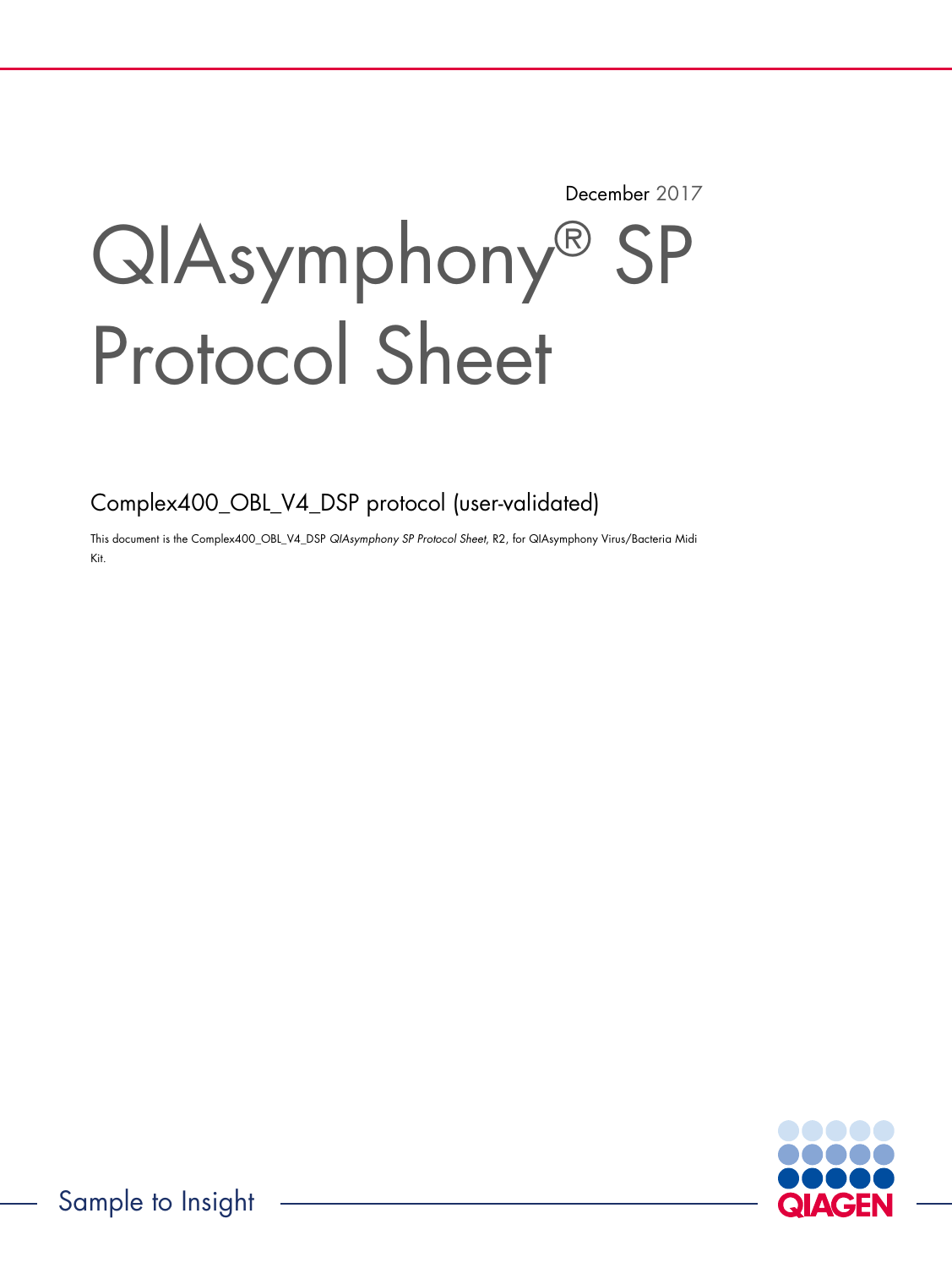December 2017

# QIAsymphony® SP Protocol Sheet

## Complex400_OBL_V4_DSP protocol (user-validated)

This document is the Complex400_OBL_V4_DSP *QIAsymphony SP Protocol Sheet*, R2, for QIAsymphony Virus/Bacteria Midi Kit.

Sample to Insight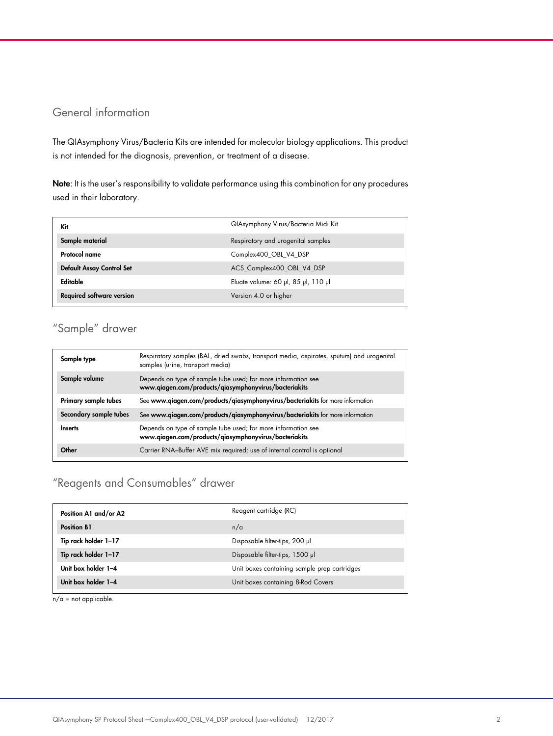## General information

The QIAsymphony Virus/Bacteria Kits are intended for molecular biology applications. This product is not intended for the diagnosis, prevention, or treatment of a disease.

**Note**: It is the user's responsibility to validate performance using this combination for any procedures used in their laboratory.

| **Kit** | QIAsymphony Virus/Bacteria Midi Kit |
|---|---|
| **Sample material** | Respiratory and urogenital samples |
| **Protocol name** | Complex400_OBL_V4_DSP |
| **Default Assay Control Set** | ACS_Complex400_OBL_V4_DSP |
| **Editable** | Eluate volume: 60 µl, 85 µl, 110 µl |
| **Required software version** | Version 4.0 or higher |

## "Sample" drawer

| **Sample type** | Respiratory samples (BAL, dried swabs, transport media, aspirates, sputum) and urogenital samples (urine, transport media) |
|---|---|
| **Sample volume** | Depends on type of sample tube used; for more information see **www.qiagen.com/products/qiasymphonyvirus/bacteriakits** |
| **Primary sample tubes** | See **www.qiagen.com/products/qiasymphonyvirus/bacteriakits** for more information |
| **Secondary sample tubes** | See **www.qiagen.com/products/qiasymphonyvirus/bacteriakits** for more information |
| **Inserts** | Depends on type of sample tube used; for more information see **www.qiagen.com/products/qiasymphonyvirus/bacteriakits** |
| **Other** | Carrier RNA–Buffer AVE mix required; use of internal control is optional |

## "Reagents and Consumables" drawer

| **Position A1 and/or A2** | Reagent cartridge (RC) |
|---|---|
| **Position B1** | n/a |
| **Tip rack holder 1–17** | Disposable filter-tips, 200 µl |
| **Tip rack holder 1–17** | Disposable filter-tips, 1500 µl |
| **Unit box holder 1–4** | Unit boxes containing sample prep cartridges |
| **Unit box holder 1–4** | Unit boxes containing 8-Rod Covers |

n/a = not applicable.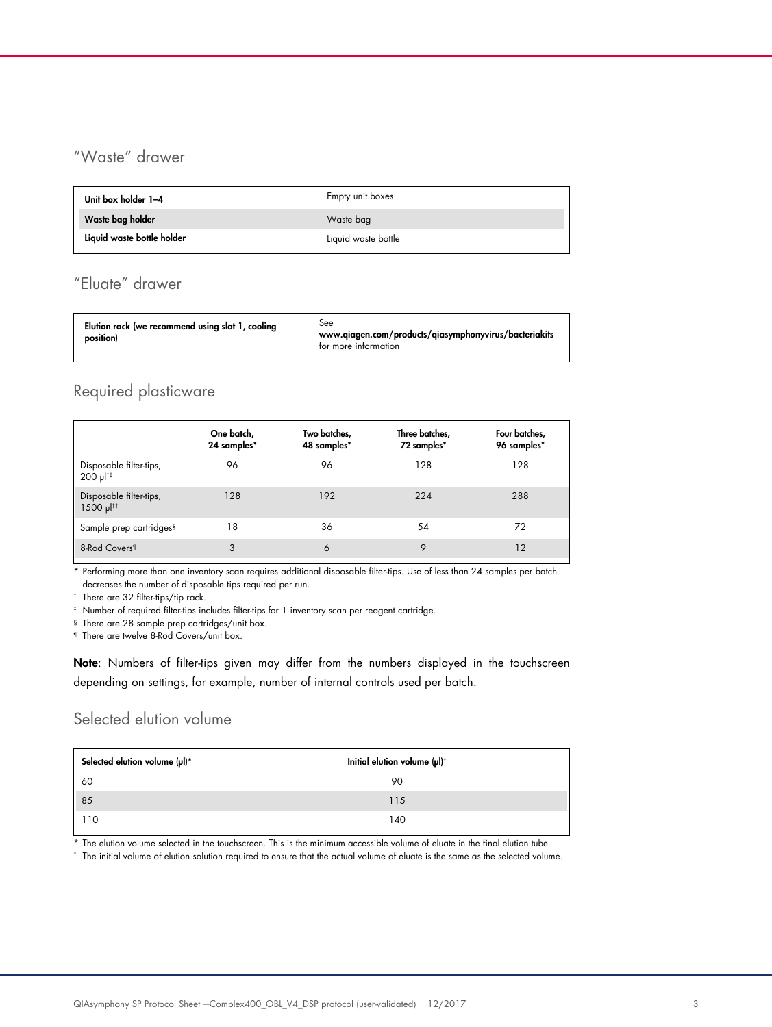## "Waste" drawer

| | |
|---|---|
| **Unit box holder 1–4** | Empty unit boxes |
| **Waste bag holder** | Waste bag |
| **Liquid waste bottle holder** | Liquid waste bottle |

## "Eluate" drawer

| | |
|---|---|
| **Elution rack (we recommend using slot 1, cooling position)** | See **www.qiagen.com/products/qiasymphonyvirus/bacteriakits** for more information |

## Required plasticware

| | One batch, 24 samples* | Two batches, 48 samples* | Three batches, 72 samples* | Four batches, 96 samples* |
|---|---|---|---|---|
| Disposable filter-tips, 200 µl†‡ | 96 | 96 | 128 | 128 |
| Disposable filter-tips, 1500 µl†‡ | 128 | 192 | 224 | 288 |
| Sample prep cartridges§ | 18 | 36 | 54 | 72 |
| 8-Rod Covers¶ | 3 | 6 | 9 | 12 |

\* Performing more than one inventory scan requires additional disposable filter-tips. Use of less than 24 samples per batch decreases the number of disposable tips required per run.

† There are 32 filter-tips/tip rack.

‡ Number of required filter-tips includes filter-tips for 1 inventory scan per reagent cartridge.

§ There are 28 sample prep cartridges/unit box.

¶ There are twelve 8-Rod Covers/unit box.

**Note**: Numbers of filter-tips given may differ from the numbers displayed in the touchscreen depending on settings, for example, number of internal controls used per batch.

## Selected elution volume

| Selected elution volume (µl)* | Initial elution volume (µl)† |
|---|---|
| 60 | 90 |
| 85 | 115 |
| 110 | 140 |

\* The elution volume selected in the touchscreen. This is the minimum accessible volume of eluate in the final elution tube.

† The initial volume of elution solution required to ensure that the actual volume of eluate is the same as the selected volume.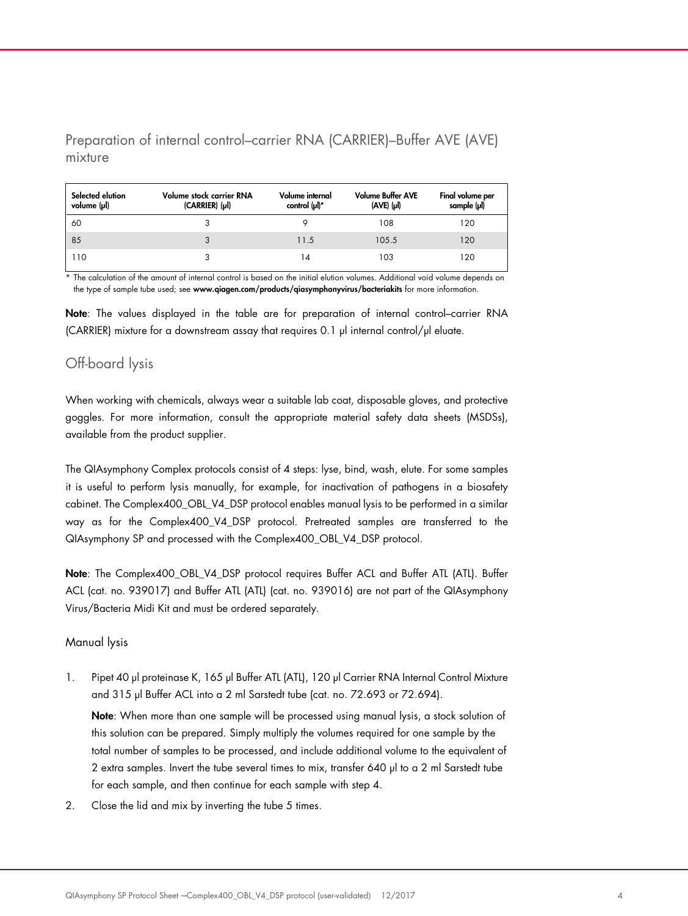## Preparation of internal control–carrier RNA (CARRIER)–Buffer AVE (AVE) mixture

| Selected elution volume (µl) | Volume stock carrier RNA (CARRIER) (µl) | Volume internal control (µl)* | Volume Buffer AVE (AVE) (µl) | Final volume per sample (µl) |
|---|---|---|---|---|
| 60 | 3 | 9 | 108 | 120 |
| 85 | 3 | 11.5 | 105.5 | 120 |
| 110 | 3 | 14 | 103 | 120 |

\* The calculation of the amount of internal control is based on the initial elution volumes. Additional void volume depends on the type of sample tube used; see **www.qiagen.com/products/qiasymphonyvirus/bacteriakits** for more information.

**Note**: The values displayed in the table are for preparation of internal control–carrier RNA (CARRIER) mixture for a downstream assay that requires 0.1 µl internal control/µl eluate.

## Off-board lysis

When working with chemicals, always wear a suitable lab coat, disposable gloves, and protective goggles. For more information, consult the appropriate material safety data sheets (MSDSs), available from the product supplier.

The QIAsymphony Complex protocols consist of 4 steps: lyse, bind, wash, elute. For some samples it is useful to perform lysis manually, for example, for inactivation of pathogens in a biosafety cabinet. The Complex400_OBL_V4_DSP protocol enables manual lysis to be performed in a similar way as for the Complex400_V4_DSP protocol. Pretreated samples are transferred to the QIAsymphony SP and processed with the Complex400_OBL_V4_DSP protocol.

**Note**: The Complex400_OBL_V4_DSP protocol requires Buffer ACL and Buffer ATL (ATL). Buffer ACL (cat. no. 939017) and Buffer ATL (ATL) (cat. no. 939016) are not part of the QIAsymphony Virus/Bacteria Midi Kit and must be ordered separately.

### Manual lysis

1. Pipet 40 µl proteinase K, 165 µl Buffer ATL (ATL), 120 µl Carrier RNA Internal Control Mixture and 315 µl Buffer ACL into a 2 ml Sarstedt tube (cat. no. 72.693 or 72.694).

   **Note**: When more than one sample will be processed using manual lysis, a stock solution of this solution can be prepared. Simply multiply the volumes required for one sample by the total number of samples to be processed, and include additional volume to the equivalent of 2 extra samples. Invert the tube several times to mix, transfer 640 µl to a 2 ml Sarstedt tube for each sample, and then continue for each sample with step 4.

2. Close the lid and mix by inverting the tube 5 times.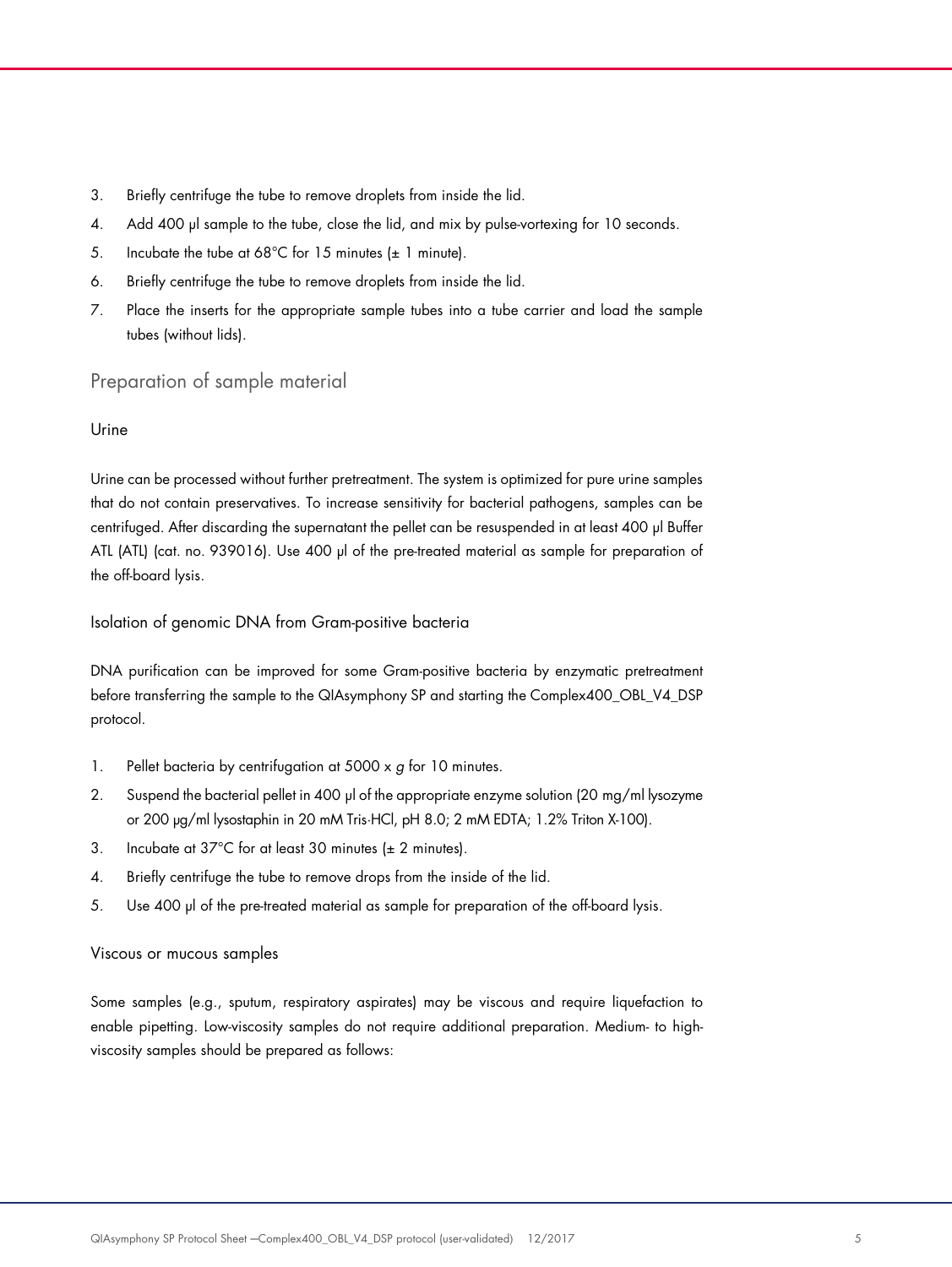3. Briefly centrifuge the tube to remove droplets from inside the lid.
4. Add 400 µl sample to the tube, close the lid, and mix by pulse-vortexing for 10 seconds.
5. Incubate the tube at 68°C for 15 minutes (± 1 minute).
6. Briefly centrifuge the tube to remove droplets from inside the lid.
7. Place the inserts for the appropriate sample tubes into a tube carrier and load the sample tubes (without lids).

## Preparation of sample material

### Urine

Urine can be processed without further pretreatment. The system is optimized for pure urine samples that do not contain preservatives. To increase sensitivity for bacterial pathogens, samples can be centrifuged. After discarding the supernatant the pellet can be resuspended in at least 400 µl Buffer ATL (ATL) (cat. no. 939016). Use 400 µl of the pre-treated material as sample for preparation of the off-board lysis.

### Isolation of genomic DNA from Gram-positive bacteria

DNA purification can be improved for some Gram-positive bacteria by enzymatic pretreatment before transferring the sample to the QIAsymphony SP and starting the Complex400_OBL_V4_DSP protocol.

1. Pellet bacteria by centrifugation at 5000 x *g* for 10 minutes.
2. Suspend the bacterial pellet in 400 µl of the appropriate enzyme solution (20 mg/ml lysozyme or 200 µg/ml lysostaphin in 20 mM Tris·HCl, pH 8.0; 2 mM EDTA; 1.2% Triton X-100).
3. Incubate at 37°C for at least 30 minutes (± 2 minutes).
4. Briefly centrifuge the tube to remove drops from the inside of the lid.
5. Use 400 µl of the pre-treated material as sample for preparation of the off-board lysis.

### Viscous or mucous samples

Some samples (e.g., sputum, respiratory aspirates) may be viscous and require liquefaction to enable pipetting. Low-viscosity samples do not require additional preparation. Medium- to high-viscosity samples should be prepared as follows: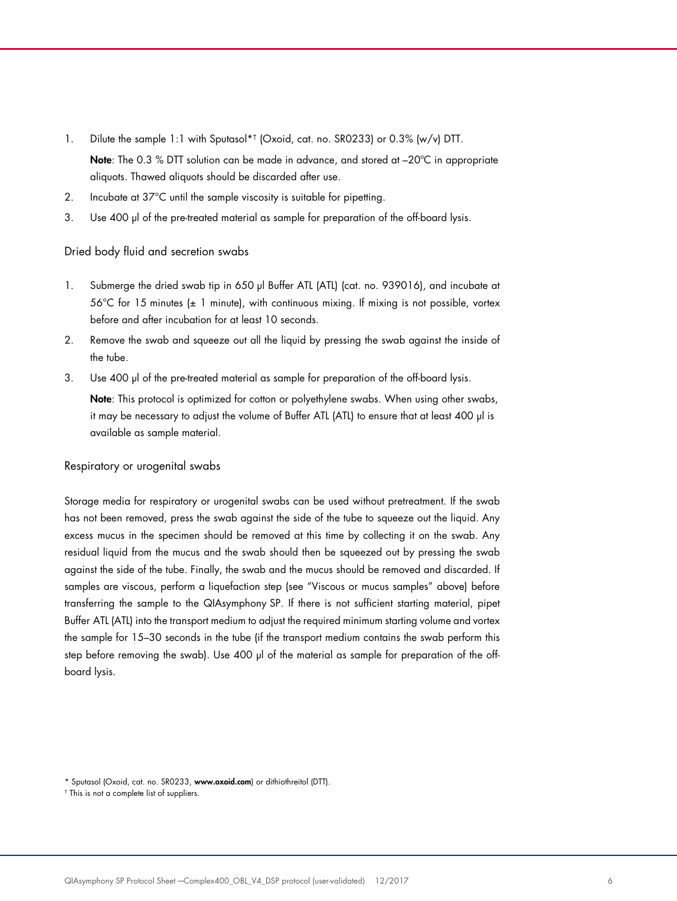1. Dilute the sample 1:1 with Sputasol*† (Oxoid, cat. no. SR0233) or 0.3% (w/v) DTT.

   **Note**: The 0.3 % DTT solution can be made in advance, and stored at –20°C in appropriate aliquots. Thawed aliquots should be discarded after use.

2. Incubate at 37°C until the sample viscosity is suitable for pipetting.
3. Use 400 µl of the pre-treated material as sample for preparation of the off-board lysis.

### Dried body fluid and secretion swabs

1. Submerge the dried swab tip in 650 µl Buffer ATL (ATL) (cat. no. 939016), and incubate at 56°C for 15 minutes (± 1 minute), with continuous mixing. If mixing is not possible, vortex before and after incubation for at least 10 seconds.
2. Remove the swab and squeeze out all the liquid by pressing the swab against the inside of the tube.
3. Use 400 µl of the pre-treated material as sample for preparation of the off-board lysis.

   **Note**: This protocol is optimized for cotton or polyethylene swabs. When using other swabs, it may be necessary to adjust the volume of Buffer ATL (ATL) to ensure that at least 400 µl is available as sample material.

### Respiratory or urogenital swabs

Storage media for respiratory or urogenital swabs can be used without pretreatment. If the swab has not been removed, press the swab against the side of the tube to squeeze out the liquid. Any excess mucus in the specimen should be removed at this time by collecting it on the swab. Any residual liquid from the mucus and the swab should then be squeezed out by pressing the swab against the side of the tube. Finally, the swab and the mucus should be removed and discarded. If samples are viscous, perform a liquefaction step (see "Viscous or mucus samples" above) before transferring the sample to the QIAsymphony SP. If there is not sufficient starting material, pipet Buffer ATL (ATL) into the transport medium to adjust the required minimum starting volume and vortex the sample for 15–30 seconds in the tube (if the transport medium contains the swab perform this step before removing the swab). Use 400 µl of the material as sample for preparation of the off-board lysis.

\* Sputasol (Oxoid, cat. no. SR0233, **www.oxoid.com**) or dithiothreitol (DTT).

† This is not a complete list of suppliers.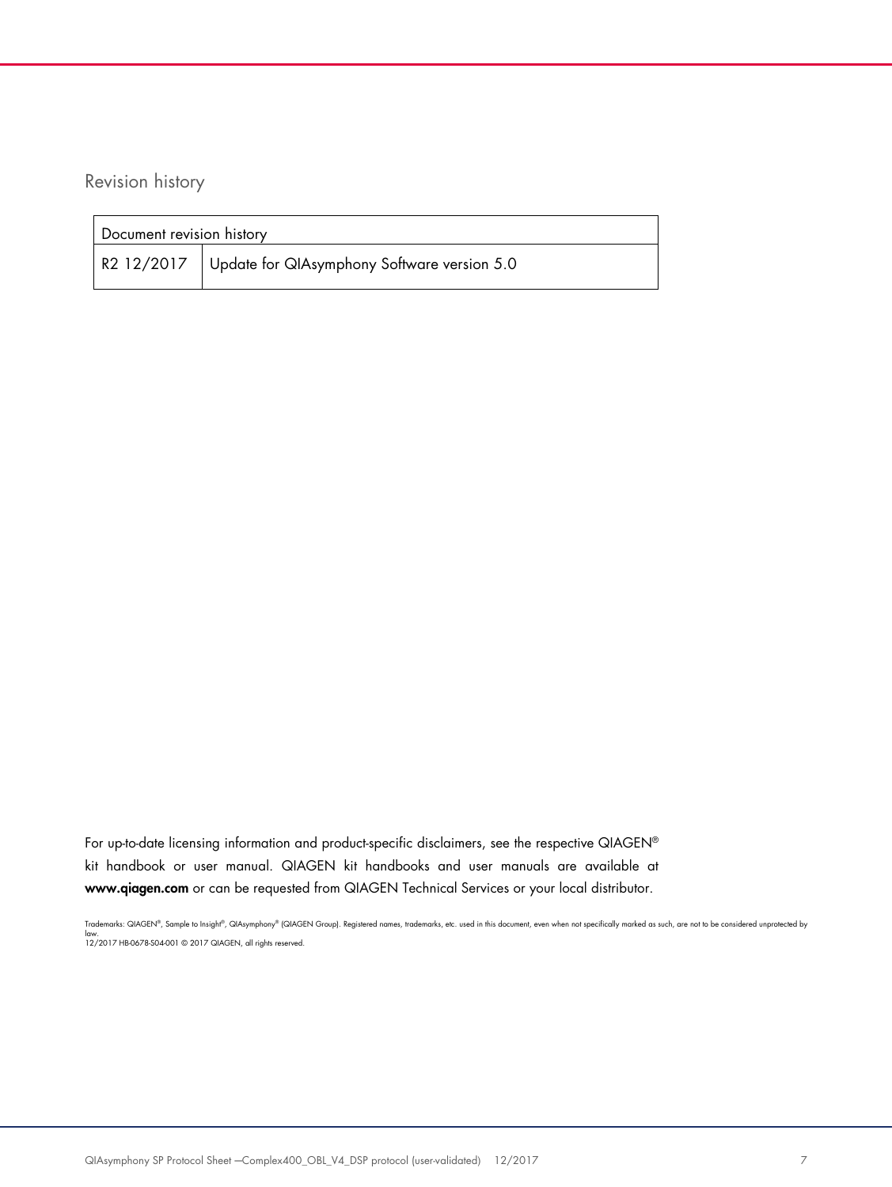## Revision history

| Document revision history | |
|---|---|
| R2 12/2017 | Update for QIAsymphony Software version 5.0 |

For up-to-date licensing information and product-specific disclaimers, see the respective QIAGEN® kit handbook or user manual. QIAGEN kit handbooks and user manuals are available at **www.qiagen.com** or can be requested from QIAGEN Technical Services or your local distributor.

Trademarks: QIAGEN®, Sample to Insight®, QIAsymphony® (QIAGEN Group). Registered names, trademarks, etc. used in this document, even when not specifically marked as such, are not to be considered unprotected by law.
12/2017 HB-0678-S04-001 © 2017 QIAGEN, all rights reserved.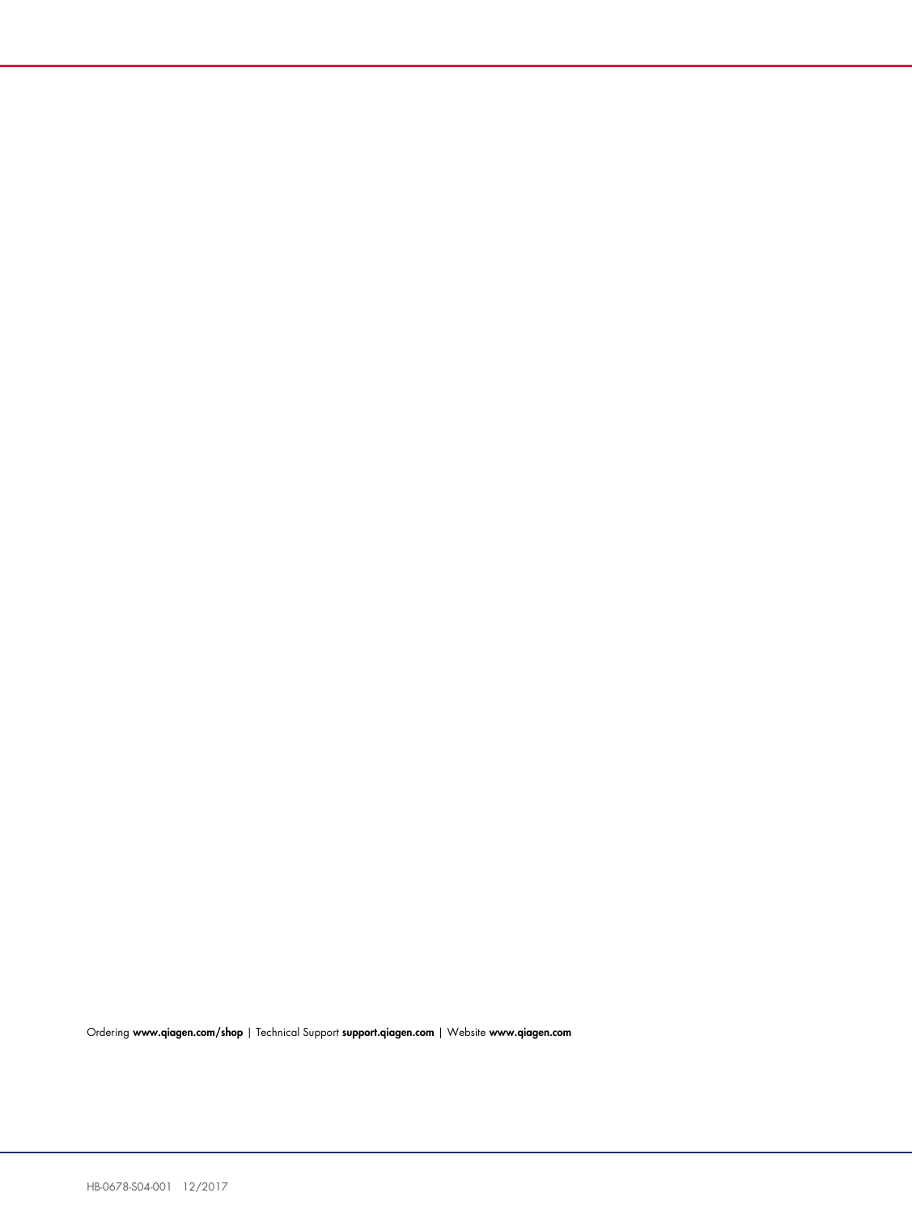Ordering **www.qiagen.com/shop** | Technical Support **support.qiagen.com** | Website **www.qiagen.com**

HB-0678-S04-001 12/2017